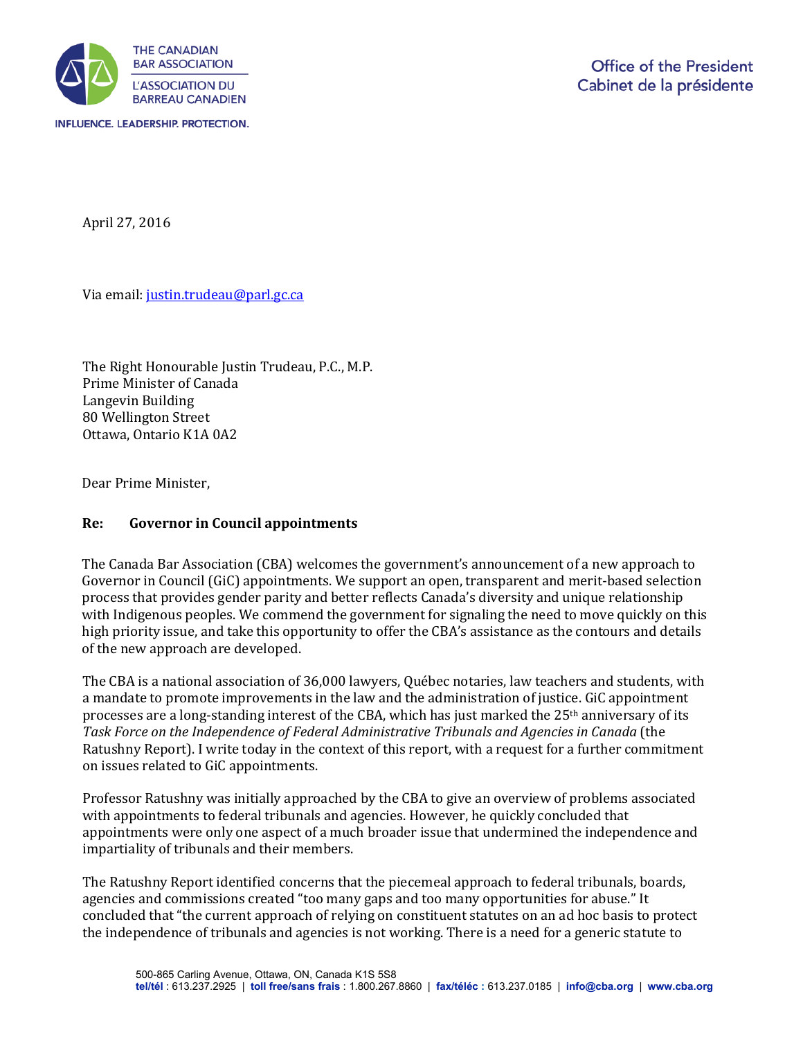THE CANADIAN BAR ASSOCIATION
L'ASSOCIATION DU BARREAU CANADIEN

INFLUENCE. LEADERSHIP. PROTECTION.

Office of the President
Cabinet de la présidente

April 27, 2016

Via email: justin.trudeau@parl.gc.ca

The Right Honourable Justin Trudeau, P.C., M.P.
Prime Minister of Canada
Langevin Building
80 Wellington Street
Ottawa, Ontario K1A 0A2

Dear Prime Minister,

**Re: Governor in Council appointments**

The Canada Bar Association (CBA) welcomes the government's announcement of a new approach to Governor in Council (GiC) appointments. We support an open, transparent and merit-based selection process that provides gender parity and better reflects Canada's diversity and unique relationship with Indigenous peoples. We commend the government for signaling the need to move quickly on this high priority issue, and take this opportunity to offer the CBA's assistance as the contours and details of the new approach are developed.

The CBA is a national association of 36,000 lawyers, Québec notaries, law teachers and students, with a mandate to promote improvements in the law and the administration of justice. GiC appointment processes are a long-standing interest of the CBA, which has just marked the 25th anniversary of its *Task Force on the Independence of Federal Administrative Tribunals and Agencies in Canada* (the Ratushny Report). I write today in the context of this report, with a request for a further commitment on issues related to GiC appointments.

Professor Ratushny was initially approached by the CBA to give an overview of problems associated with appointments to federal tribunals and agencies. However, he quickly concluded that appointments were only one aspect of a much broader issue that undermined the independence and impartiality of tribunals and their members.

The Ratushny Report identified concerns that the piecemeal approach to federal tribunals, boards, agencies and commissions created "too many gaps and too many opportunities for abuse." It concluded that "the current approach of relying on constituent statutes on an ad hoc basis to protect the independence of tribunals and agencies is not working. There is a need for a generic statute to

500-865 Carling Avenue, Ottawa, ON, Canada K1S 5S8
tel/tél : 613.237.2925 | toll free/sans frais : 1.800.267.8860 | fax/téléc : 613.237.0185 | info@cba.org | www.cba.org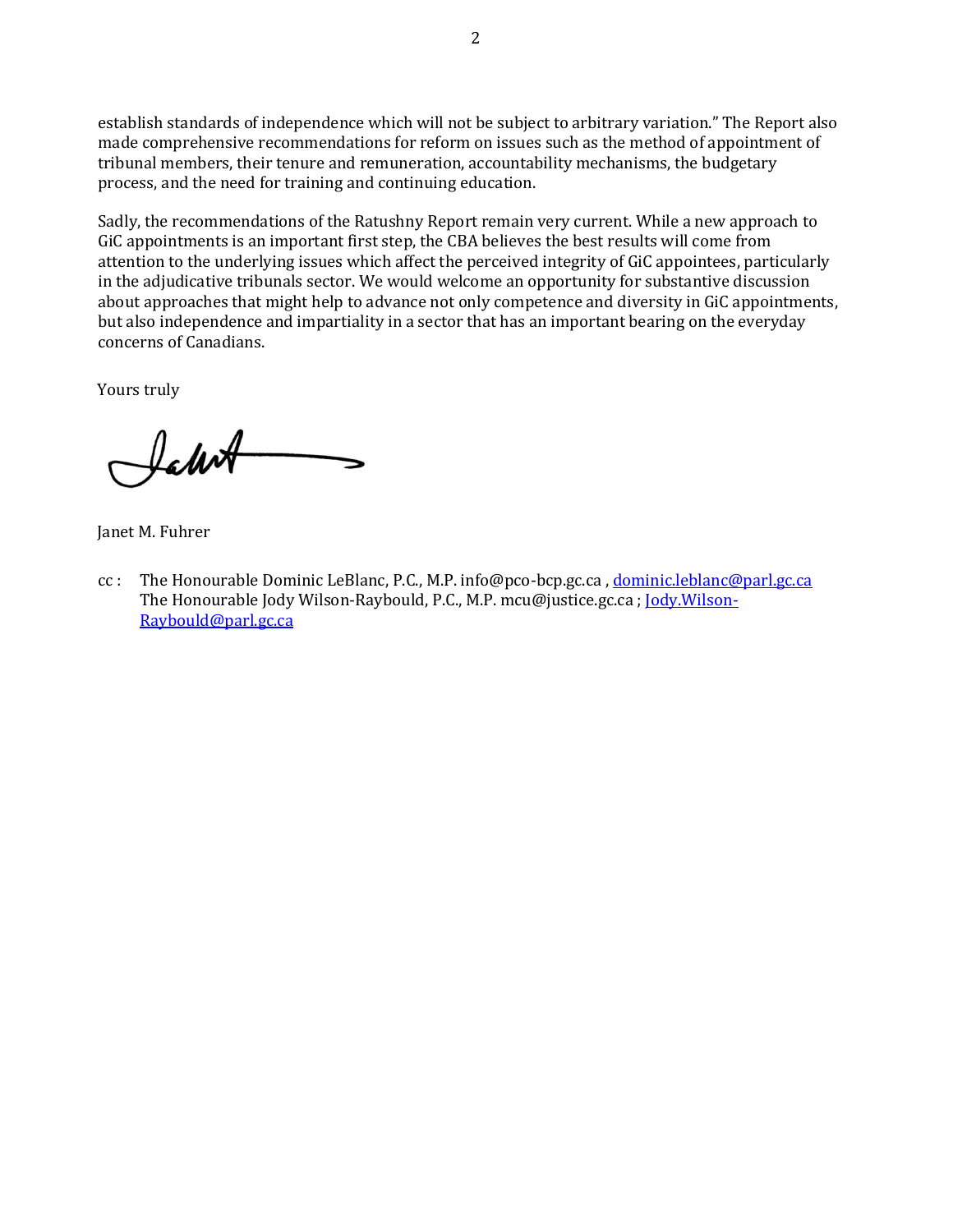establish standards of independence which will not be subject to arbitrary variation." The Report also made comprehensive recommendations for reform on issues such as the method of appointment of tribunal members, their tenure and remuneration, accountability mechanisms, the budgetary process, and the need for training and continuing education.

Sadly, the recommendations of the Ratushny Report remain very current. While a new approach to GiC appointments is an important first step, the CBA believes the best results will come from attention to the underlying issues which affect the perceived integrity of GiC appointees, particularly in the adjudicative tribunals sector. We would welcome an opportunity for substantive discussion about approaches that might help to advance not only competence and diversity in GiC appointments, but also independence and impartiality in a sector that has an important bearing on the everyday concerns of Canadians.

Yours truly

Janet M. Fuhrer

cc : The Honourable Dominic LeBlanc, P.C., M.P. info@pco-bcp.gc.ca , dominic.leblanc@parl.gc.ca
The Honourable Jody Wilson-Raybould, P.C., M.P. mcu@justice.gc.ca ; Jody.Wilson-Raybould@parl.gc.ca